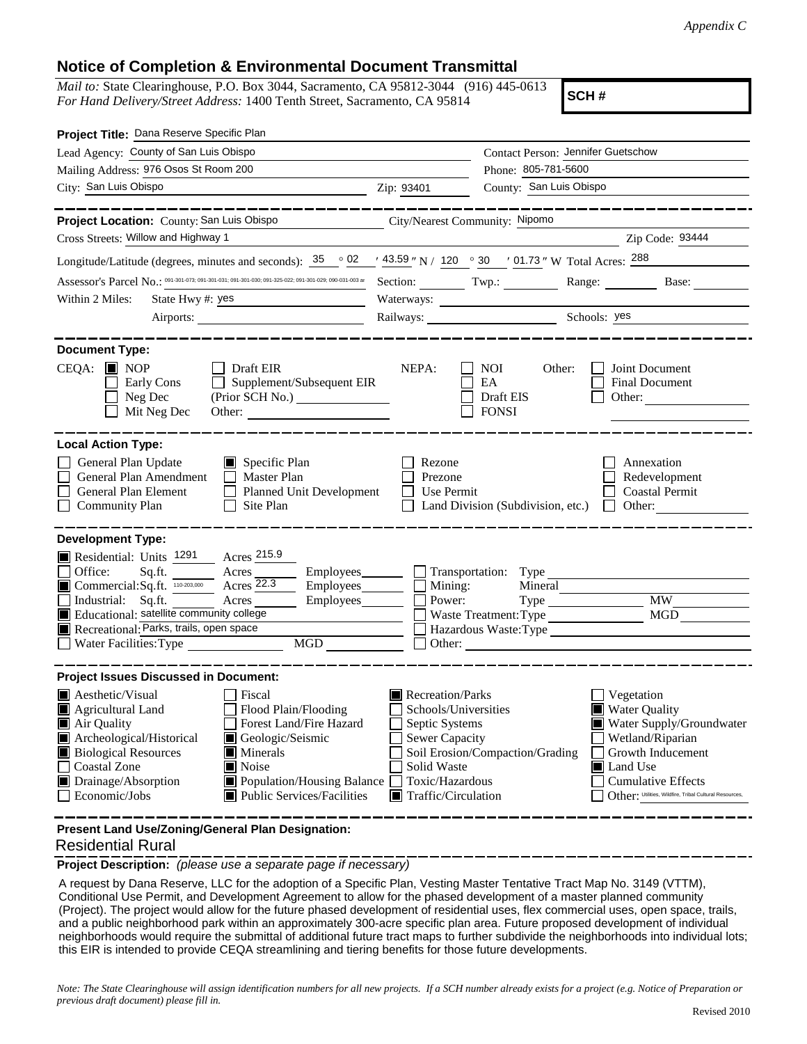*Appendix C*

## Notice of Completion & Environmental Document Transmittal

*Mail to:* State Clearinghouse, P.O. Box 3044, Sacramento, CA 95812-3044 (916) 445-0613
*For Hand Delivery/Street Address:* 1400 Tenth Street, Sacramento, CA 95814

**SCH #**

**Project Title:** Dana Reserve Specific Plan

Lead Agency: County of San Luis Obispo
Contact Person: Jennifer Guetschow
Mailing Address: 976 Osos St Room 200
Phone: 805-781-5600
City: San Luis Obispo  Zip: 93401  County: San Luis Obispo

**Project Location:** County: San Luis Obispo  City/Nearest Community: Nipomo
Cross Streets: Willow and Highway 1  Zip Code: 93444

Longitude/Latitude (degrees, minutes and seconds): 35 ° 02 ′ 43.59 ″ N / 120 ° 30 ′ 01.73 ″ W Total Acres: 288

Assessor's Parcel No.: 091-301-073; 091-301-031; 091-301-030; 091-325-022; 091-301-029; 090-031-003 ar  Section: ____ Twp.: ____ Range: ____ Base: ____

Within 2 Miles: State Hwy #: yes  Waterways: ____
Airports: ____  Railways: ____  Schools: yes

**Document Type:**

CEQA: ■ NOP ☐ Draft EIR ☐ Early Cons ☐ Supplement/Subsequent EIR ☐ Neg Dec (Prior SCH No.) ____ ☐ Mit Neg Dec Other: ____

NEPA: ☐ NOI ☐ EA ☐ Draft EIS ☐ FONSI

Other: ☐ Joint Document ☐ Final Document ☐ Other: ____

**Local Action Type:**

☐ General Plan Update ■ Specific Plan ☐ Rezone ☐ Annexation
☐ General Plan Amendment ☐ Master Plan ☐ Prezone ☐ Redevelopment
☐ General Plan Element ☐ Planned Unit Development ☐ Use Permit ☐ Coastal Permit
☐ Community Plan ☐ Site Plan ☐ Land Division (Subdivision, etc.) ☐ Other: ____

**Development Type:**

■ Residential: Units 1291 Acres 215.9
☐ Office: Sq.ft. ____ Acres ____ Employees ____
■ Commercial: Sq.ft. 110-203,000 Acres 22.3 Employees ____
☐ Industrial: Sq.ft. ____ Acres ____ Employees ____
■ Educational: satellite community college
■ Recreational: Parks, trails, open space
☐ Water Facilities: Type ____ MGD ____
☐ Transportation: Type ____
☐ Mining: Mineral ____
☐ Power: Type ____ MW ____
☐ Waste Treatment: Type ____ MGD ____
☐ Hazardous Waste: Type ____
☐ Other: ____

**Project Issues Discussed in Document:**

■ Aesthetic/Visual ☐ Fiscal ■ Recreation/Parks ☐ Vegetation
■ Agricultural Land ☐ Flood Plain/Flooding ☐ Schools/Universities ■ Water Quality
■ Air Quality ☐ Forest Land/Fire Hazard ☐ Septic Systems ■ Water Supply/Groundwater
■ Archeological/Historical ■ Geologic/Seismic ☐ Sewer Capacity ☐ Wetland/Riparian
■ Biological Resources ■ Minerals ☐ Soil Erosion/Compaction/Grading ☐ Growth Inducement
☐ Coastal Zone ■ Noise ☐ Solid Waste ■ Land Use
■ Drainage/Absorption ■ Population/Housing Balance ☐ Toxic/Hazardous ☐ Cumulative Effects
☐ Economic/Jobs ■ Public Services/Facilities ■ Traffic/Circulation ☐ Other: Utilities, Wildfire, Tribal Cultural Resources,

**Present Land Use/Zoning/General Plan Designation:**

Residential Rural

**Project Description:** *(please use a separate page if necessary)*

A request by Dana Reserve, LLC for the adoption of a Specific Plan, Vesting Master Tentative Tract Map No. 3149 (VTTM), Conditional Use Permit, and Development Agreement to allow for the phased development of a master planned community (Project). The project would allow for the future phased development of residential uses, flex commercial uses, open space, trails, and a public neighborhood park within an approximately 300-acre specific plan area. Future proposed development of individual neighborhoods would require the submittal of additional future tract maps to further subdivide the neighborhoods into individual lots; this EIR is intended to provide CEQA streamlining and tiering benefits for those future developments.

*Note: The State Clearinghouse will assign identification numbers for all new projects. If a SCH number already exists for a project (e.g. Notice of Preparation or previous draft document) please fill in.*

Revised 2010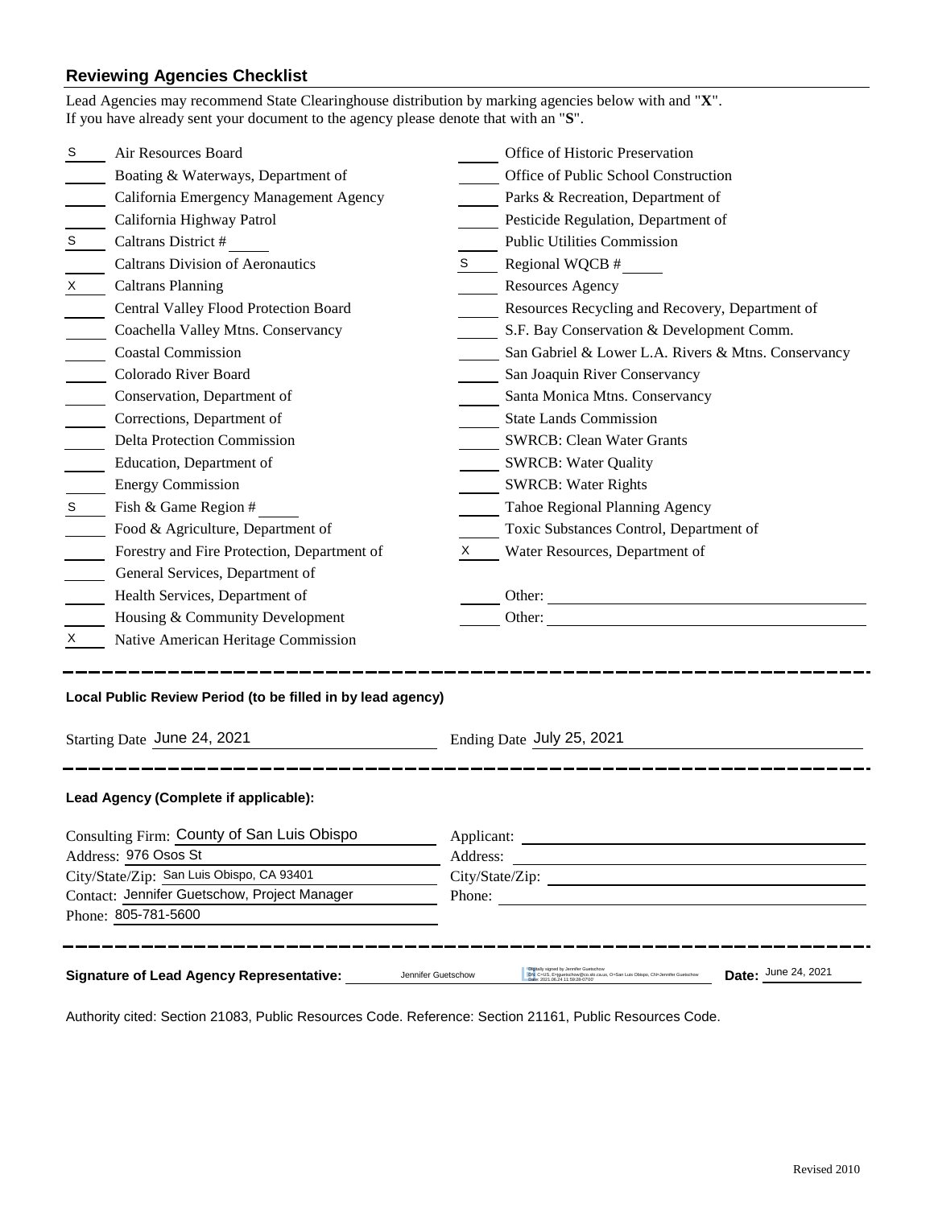## Reviewing Agencies Checklist

Lead Agencies may recommend State Clearinghouse distribution by marking agencies below with and "**X**".
If you have already sent your document to the agency please denote that with an "**S**".

| | | | |
|---|---|---|---|
| S | Air Resources Board | | Office of Historic Preservation |
| | Boating & Waterways, Department of | | Office of Public School Construction |
| | California Emergency Management Agency | | Parks & Recreation, Department of |
| | California Highway Patrol | | Pesticide Regulation, Department of |
| S | Caltrans District # ____ | | Public Utilities Commission |
| | Caltrans Division of Aeronautics | S | Regional WQCB # ____ |
| X | Caltrans Planning | | Resources Agency |
| | Central Valley Flood Protection Board | | Resources Recycling and Recovery, Department of |
| | Coachella Valley Mtns. Conservancy | | S.F. Bay Conservation & Development Comm. |
| | Coastal Commission | | San Gabriel & Lower L.A. Rivers & Mtns. Conservancy |
| | Colorado River Board | | San Joaquin River Conservancy |
| | Conservation, Department of | | Santa Monica Mtns. Conservancy |
| | Corrections, Department of | | State Lands Commission |
| | Delta Protection Commission | | SWRCB: Clean Water Grants |
| | Education, Department of | | SWRCB: Water Quality |
| | Energy Commission | | SWRCB: Water Rights |
| S | Fish & Game Region # ____ | | Tahoe Regional Planning Agency |
| | Food & Agriculture, Department of | | Toxic Substances Control, Department of |
| | Forestry and Fire Protection, Department of | X | Water Resources, Department of |
| | General Services, Department of | | |
| | Health Services, Department of | | Other: |
| | Housing & Community Development | | Other: |
| X | Native American Heritage Commission | | |

---

**Local Public Review Period (to be filled in by lead agency)**

Starting Date June 24, 2021 Ending Date July 25, 2021

---

**Lead Agency (Complete if applicable):**

Consulting Firm: County of San Luis Obispo
Address: 976 Osos St
City/State/Zip: San Luis Obispo, CA 93401
Contact: Jennifer Guetschow, Project Manager
Phone: 805-781-5600

Applicant:
Address:
City/State/Zip:
Phone:

---

**Signature of Lead Agency Representative:** Jennifer Guetschow Digitally signed by Jennifer Guetschow DN: C=US, E=jguetschow@co.slo.ca.us, O=San Luis Obispo, CN=Jennifer Guetschow Date: 2021.06.24 11:59:28-07'00' **Date:** June 24, 2021

Authority cited: Section 21083, Public Resources Code. Reference: Section 21161, Public Resources Code.

Revised 2010